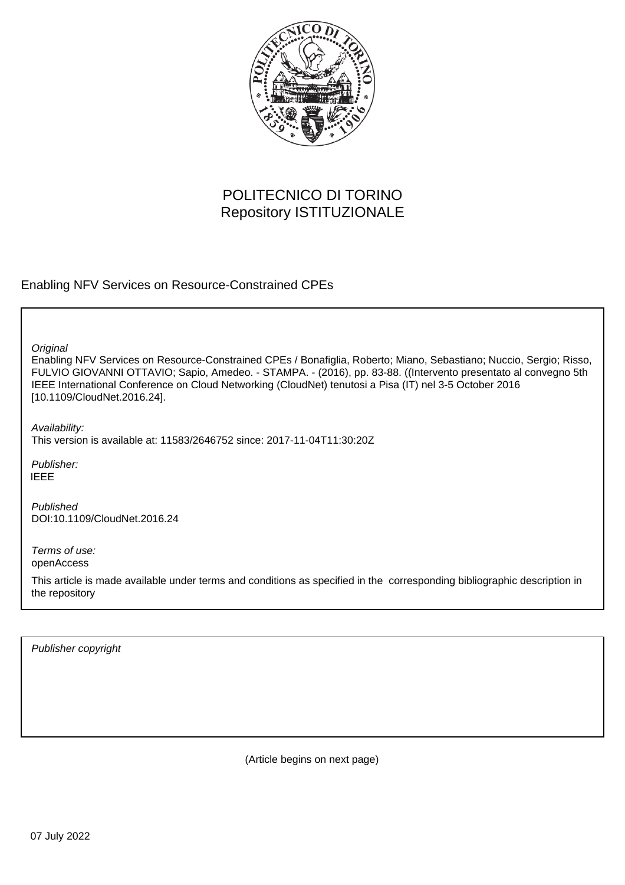POLITECNICO DI TORINO
Repository ISTITUZIONALE

Enabling NFV Services on Resource-Constrained CPEs

*Original*
Enabling NFV Services on Resource-Constrained CPEs / Bonafiglia, Roberto; Miano, Sebastiano; Nuccio, Sergio; Risso, FULVIO GIOVANNI OTTAVIO; Sapio, Amedeo. - STAMPA. - (2016), pp. 83-88. ((Intervento presentato al convegno 5th IEEE International Conference on Cloud Networking (CloudNet) tenutosi a Pisa (IT) nel 3-5 October 2016 [10.1109/CloudNet.2016.24].

*Availability:*
This version is available at: 11583/2646752 since: 2017-11-04T11:30:20Z

*Publisher:*
IEEE

*Published*
DOI:10.1109/CloudNet.2016.24

*Terms of use:*
openAccess

This article is made available under terms and conditions as specified in the corresponding bibliographic description in the repository

*Publisher copyright*

(Article begins on next page)

07 July 2022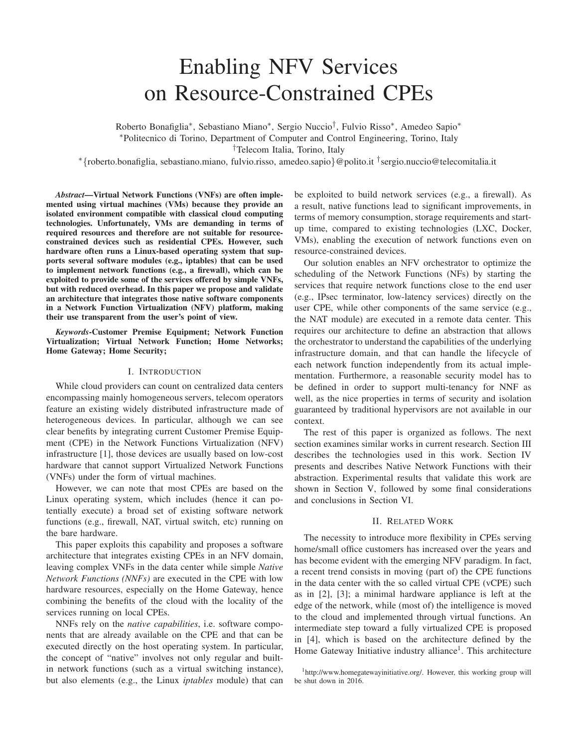# Enabling NFV Services on Resource-Constrained CPEs

Roberto Bonafiglia*, Sebastiano Miano*, Sergio Nuccio†, Fulvio Risso*, Amedeo Sapio*

*Politecnico di Torino, Department of Computer and Control Engineering, Torino, Italy

†Telecom Italia, Torino, Italy

*{roberto.bonafiglia, sebastiano.miano, fulvio.risso, amedeo.sapio}@polito.it †sergio.nuccio@telecomitalia.it

***Abstract*—Virtual Network Functions (VNFs) are often implemented using virtual machines (VMs) because they provide an isolated environment compatible with classical cloud computing technologies. Unfortunately, VMs are demanding in terms of required resources and therefore are not suitable for resource-constrained devices such as residential CPEs. However, such hardware often runs a Linux-based operating system that supports several software modules (e.g., iptables) that can be used to implement network functions (e.g., a firewall), which can be exploited to provide some of the services offered by simple VNFs, but with reduced overhead. In this paper we propose and validate an architecture that integrates those native software components in a Network Function Virtualization (NFV) platform, making their use transparent from the user's point of view.**

***Keywords*-Customer Premise Equipment; Network Function Virtualization; Virtual Network Function; Home Networks; Home Gateway; Home Security;**

## I. Introduction

While cloud providers can count on centralized data centers encompassing mainly homogeneous servers, telecom operators feature an existing widely distributed infrastructure made of heterogeneous devices. In particular, although we can see clear benefits by integrating current Customer Premise Equipment (CPE) in the Network Functions Virtualization (NFV) infrastructure [1], those devices are usually based on low-cost hardware that cannot support Virtualized Network Functions (VNFs) under the form of virtual machines.

However, we can note that most CPEs are based on the Linux operating system, which includes (hence it can potentially execute) a broad set of existing software network functions (e.g., firewall, NAT, virtual switch, etc) running on the bare hardware.

This paper exploits this capability and proposes a software architecture that integrates existing CPEs in an NFV domain, leaving complex VNFs in the data center while simple *Native Network Functions (NNFs)* are executed in the CPE with low hardware resources, especially on the Home Gateway, hence combining the benefits of the cloud with the locality of the services running on local CPEs.

NNFs rely on the *native capabilities*, i.e. software components that are already available on the CPE and that can be executed directly on the host operating system. In particular, the concept of "native" involves not only regular and built-in network functions (such as a virtual switching instance), but also elements (e.g., the Linux *iptables* module) that can be exploited to build network services (e.g., a firewall). As a result, native functions lead to significant improvements, in terms of memory consumption, storage requirements and start-up time, compared to existing technologies (LXC, Docker, VMs), enabling the execution of network functions even on resource-constrained devices.

Our solution enables an NFV orchestrator to optimize the scheduling of the Network Functions (NFs) by starting the services that require network functions close to the end user (e.g., IPsec terminator, low-latency services) directly on the user CPE, while other components of the same service (e.g., the NAT module) are executed in a remote data center. This requires our architecture to define an abstraction that allows the orchestrator to understand the capabilities of the underlying infrastructure domain, and that can handle the lifecycle of each network function independently from its actual implementation. Furthermore, a reasonable security model has to be defined in order to support multi-tenancy for NNF as well, as the nice properties in terms of security and isolation guaranteed by traditional hypervisors are not available in our context.

The rest of this paper is organized as follows. The next section examines similar works in current research. Section III describes the technologies used in this work. Section IV presents and describes Native Network Functions with their abstraction. Experimental results that validate this work are shown in Section V, followed by some final considerations and conclusions in Section VI.

## II. Related Work

The necessity to introduce more flexibility in CPEs serving home/small office customers has increased over the years and has become evident with the emerging NFV paradigm. In fact, a recent trend consists in moving (part of) the CPE functions in the data center with the so called virtual CPE (vCPE) such as in [2], [3]; a minimal hardware appliance is left at the edge of the network, while (most of) the intelligence is moved to the cloud and implemented through virtual functions. An intermediate step toward a fully virtualized CPE is proposed in [4], which is based on the architecture defined by the Home Gateway Initiative industry alliance[1]. This architecture

[1]http://www.homegatewayinitiative.org/. However, this working group will be shut down in 2016.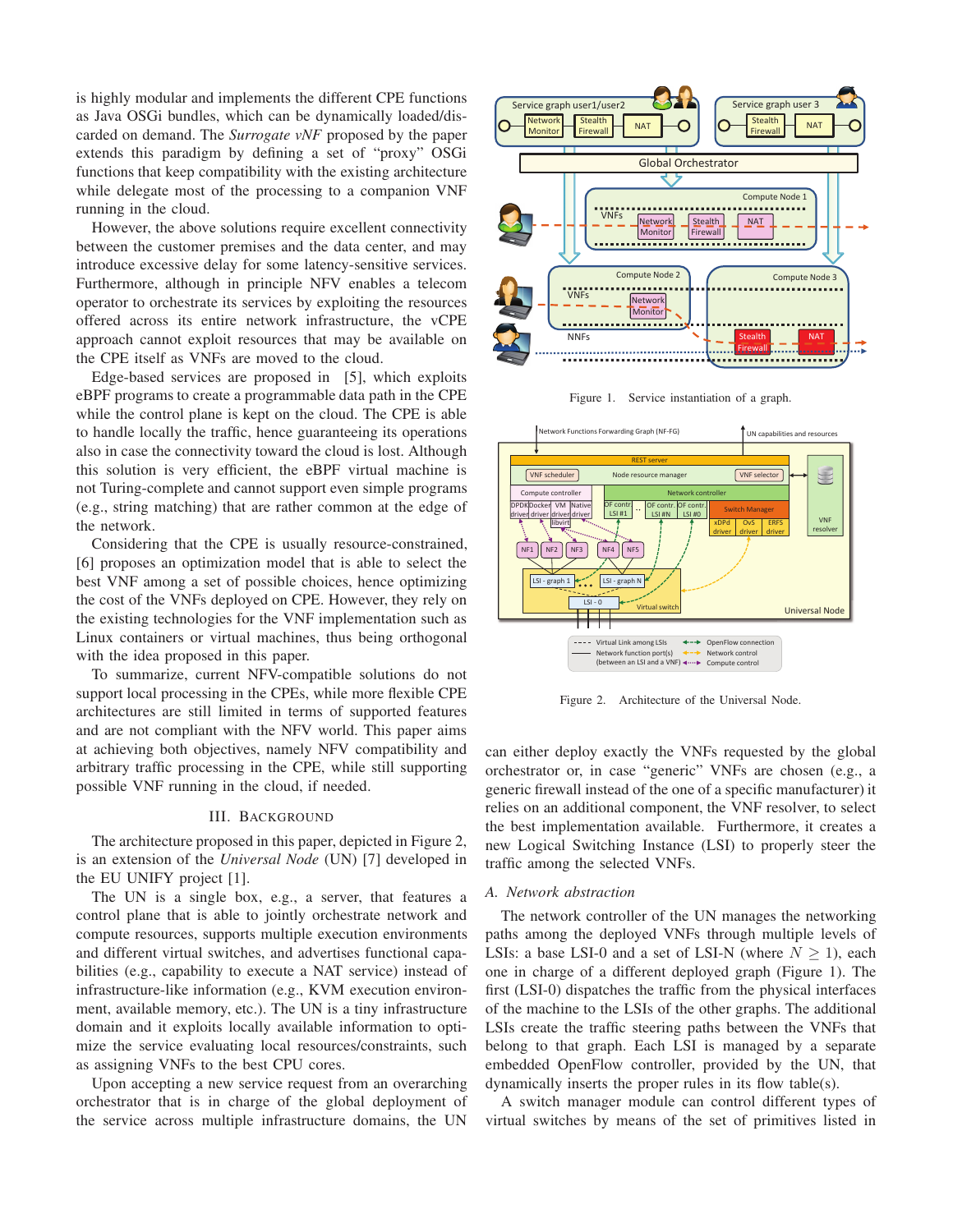is highly modular and implements the different CPE functions as Java OSGi bundles, which can be dynamically loaded/discarded on demand. The *Surrogate vNF* proposed by the paper extends this paradigm by defining a set of "proxy" OSGi functions that keep compatibility with the existing architecture while delegate most of the processing to a companion VNF running in the cloud.

However, the above solutions require excellent connectivity between the customer premises and the data center, and may introduce excessive delay for some latency-sensitive services. Furthermore, although in principle NFV enables a telecom operator to orchestrate its services by exploiting the resources offered across its entire network infrastructure, the vCPE approach cannot exploit resources that may be available on the CPE itself as VNFs are moved to the cloud.

Edge-based services are proposed in [5], which exploits eBPF programs to create a programmable data path in the CPE while the control plane is kept on the cloud. The CPE is able to handle locally the traffic, hence guaranteeing its operations also in case the connectivity toward the cloud is lost. Although this solution is very efficient, the eBPF virtual machine is not Turing-complete and cannot support even simple programs (e.g., string matching) that are rather common at the edge of the network.

Considering that the CPE is usually resource-constrained, [6] proposes an optimization model that is able to select the best VNF among a set of possible choices, hence optimizing the cost of the VNFs deployed on CPE. However, they rely on the existing technologies for the VNF implementation such as Linux containers or virtual machines, thus being orthogonal with the idea proposed in this paper.

To summarize, current NFV-compatible solutions do not support local processing in the CPEs, while more flexible CPE architectures are still limited in terms of supported features and are not compliant with the NFV world. This paper aims at achieving both objectives, namely NFV compatibility and arbitrary traffic processing in the CPE, while still supporting possible VNF running in the cloud, if needed.

## III. Background

The architecture proposed in this paper, depicted in Figure 2, is an extension of the *Universal Node* (UN) [7] developed in the EU UNIFY project [1].

The UN is a single box, e.g., a server, that features a control plane that is able to jointly orchestrate network and compute resources, supports multiple execution environments and different virtual switches, and advertises functional capabilities (e.g., capability to execute a NAT service) instead of infrastructure-like information (e.g., KVM execution environment, available memory, etc.). The UN is a tiny infrastructure domain and it exploits locally available information to optimize the service evaluating local resources/constraints, such as assigning VNFs to the best CPU cores.

Upon accepting a new service request from an overarching orchestrator that is in charge of the global deployment of the service across multiple infrastructure domains, the UN can either deploy exactly the VNFs requested by the global orchestrator or, in case "generic" VNFs are chosen (e.g., a generic firewall instead of the one of a specific manufacturer) it relies on an additional component, the VNF resolver, to select the best implementation available. Furthermore, it creates a new Logical Switching Instance (LSI) to properly steer the traffic among the selected VNFs.

Service graph user1/user2
Network Monitor
Stealth Firewall
NAT
Service graph user 3
Stealth Firewall
NAT
Global Orchestrator
Compute Node 1
VNFs
Network Monitor
Stealth Firewall
NAT
Compute Node 2
VNFs
Network Monitor
NNFs
Compute Node 3
Stealth Firewall
NAT

Figure 1. Service instantiation of a graph.

Network Functions Forwarding Graph (NF-FG)
UN capabilities and resources
REST server
VNF scheduler
Node resource manager
VNF selector
Compute controller
Network controller
DPDK driver
Docker driver
VM driver libvirt
Native driver
OF contr. LSI #1
OF contr. LSI #N
OF contr. LSI #0
Switch Manager
xDPd driver
OvS driver
ERFS driver
VNF resolver
NF1 NF2 NF3 NF4 NF5
LSI - graph 1
LSI - graph N
LSI - 0
Virtual switch
Universal Node
Virtual Link among LSIs
Network function port(s) (between an LSI and a VNF)
OpenFlow connection
Network control
Compute control

Figure 2. Architecture of the Universal Node.

### A. Network abstraction

The network controller of the UN manages the networking paths among the deployed VNFs through multiple levels of LSIs: a base LSI-0 and a set of LSI-N (where $N \geq 1$), each one in charge of a different deployed graph (Figure 1). The first (LSI-0) dispatches the traffic from the physical interfaces of the machine to the LSIs of the other graphs. The additional LSIs create the traffic steering paths between the VNFs that belong to that graph. Each LSI is managed by a separate embedded OpenFlow controller, provided by the UN, that dynamically inserts the proper rules in its flow table(s).

A switch manager module can control different types of virtual switches by means of the set of primitives listed in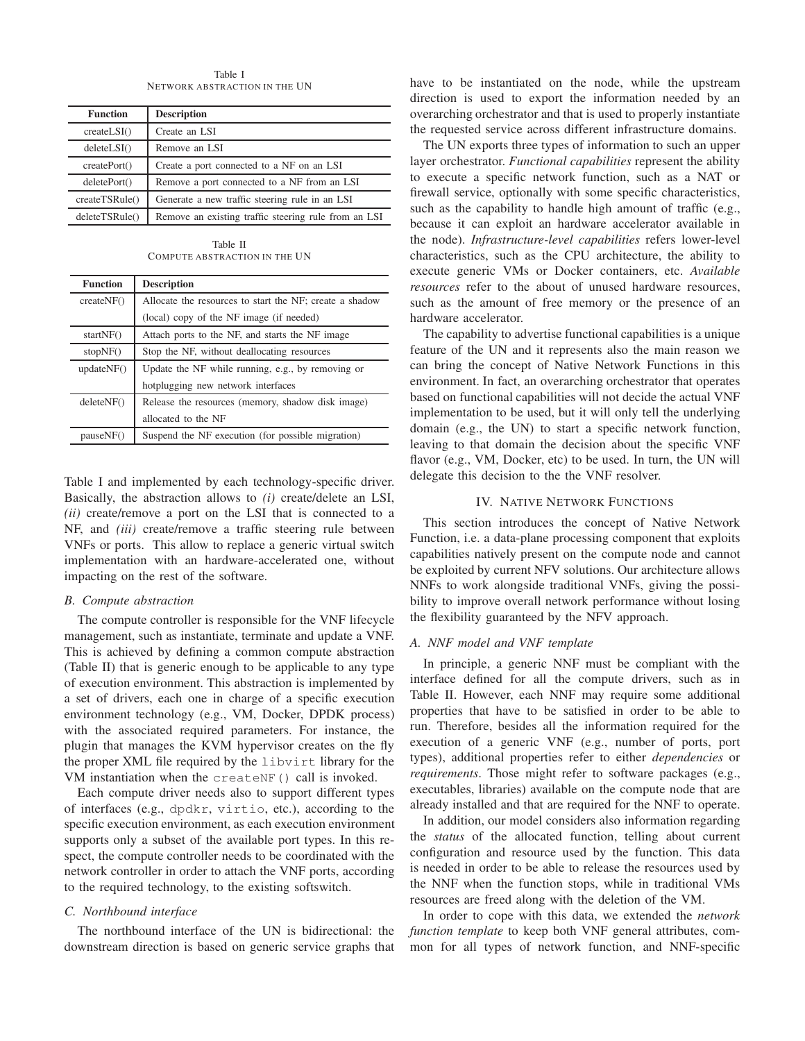Table I
NETWORK ABSTRACTION IN THE UN

| Function | Description |
|---|---|
| createLSI() | Create an LSI |
| deleteLSI() | Remove an LSI |
| createPort() | Create a port connected to a NF on an LSI |
| deletePort() | Remove a port connected to a NF from an LSI |
| createTSRule() | Generate a new traffic steering rule in an LSI |
| deleteTSRule() | Remove an existing traffic steering rule from an LSI |

Table II
COMPUTE ABSTRACTION IN THE UN

| Function | Description |
|---|---|
| createNF() | Allocate the resources to start the NF; create a shadow (local) copy of the NF image (if needed) |
| startNF() | Attach ports to the NF, and starts the NF image |
| stopNF() | Stop the NF, without deallocating resources |
| updateNF() | Update the NF while running, e.g., by removing or hotplugging new network interfaces |
| deleteNF() | Release the resources (memory, shadow disk image) allocated to the NF |
| pauseNF() | Suspend the NF execution (for possible migration) |

Table I and implemented by each technology-specific driver. Basically, the abstraction allows to *(i)* create/delete an LSI, *(ii)* create/remove a port on the LSI that is connected to a NF, and *(iii)* create/remove a traffic steering rule between VNFs or ports. This allow to replace a generic virtual switch implementation with an hardware-accelerated one, without impacting on the rest of the software.

### B. Compute abstraction

The compute controller is responsible for the VNF lifecycle management, such as instantiate, terminate and update a VNF. This is achieved by defining a common compute abstraction (Table II) that is generic enough to be applicable to any type of execution environment. This abstraction is implemented by a set of drivers, each one in charge of a specific execution environment technology (e.g., VM, Docker, DPDK process) with the associated required parameters. For instance, the plugin that manages the KVM hypervisor creates on the fly the proper XML file required by the `libvirt` library for the VM instantiation when the `createNF()` call is invoked.

Each compute driver needs also to support different types of interfaces (e.g., `dpdkr`, `virtio`, etc.), according to the specific execution environment, as each execution environment supports only a subset of the available port types. In this respect, the compute controller needs to be coordinated with the network controller in order to attach the VNF ports, according to the required technology, to the existing softswitch.

### C. Northbound interface

The northbound interface of the UN is bidirectional: the downstream direction is based on generic service graphs that have to be instantiated on the node, while the upstream direction is used to export the information needed by an overarching orchestrator and that is used to properly instantiate the requested service across different infrastructure domains.

The UN exports three types of information to such an upper layer orchestrator. *Functional capabilities* represent the ability to execute a specific network function, such as a NAT or firewall service, optionally with some specific characteristics, such as the capability to handle high amount of traffic (e.g., because it can exploit an hardware accelerator available in the node). *Infrastructure-level capabilities* refers lower-level characteristics, such as the CPU architecture, the ability to execute generic VMs or Docker containers, etc. *Available resources* refer to the about of unused hardware resources, such as the amount of free memory or the presence of an hardware accelerator.

The capability to advertise functional capabilities is a unique feature of the UN and it represents also the main reason we can bring the concept of Native Network Functions in this environment. In fact, an overarching orchestrator that operates based on functional capabilities will not decide the actual VNF implementation to be used, but it will only tell the underlying domain (e.g., the UN) to start a specific network function, leaving to that domain the decision about the specific VNF flavor (e.g., VM, Docker, etc) to be used. In turn, the UN will delegate this decision to the the VNF resolver.

## IV. NATIVE NETWORK FUNCTIONS

This section introduces the concept of Native Network Function, i.e. a data-plane processing component that exploits capabilities natively present on the compute node and cannot be exploited by current NFV solutions. Our architecture allows NNFs to work alongside traditional VNFs, giving the possibility to improve overall network performance without losing the flexibility guaranteed by the NFV approach.

### A. NNF model and VNF template

In principle, a generic NNF must be compliant with the interface defined for all the compute drivers, such as in Table II. However, each NNF may require some additional properties that have to be satisfied in order to be able to run. Therefore, besides all the information required for the execution of a generic VNF (e.g., number of ports, port types), additional properties refer to either *dependencies* or *requirements*. Those might refer to software packages (e.g., executables, libraries) available on the compute node that are already installed and that are required for the NNF to operate.

In addition, our model considers also information regarding the *status* of the allocated function, telling about current configuration and resource used by the function. This data is needed in order to be able to release the resources used by the NNF when the function stops, while in traditional VMs resources are freed along with the deletion of the VM.

In order to cope with this data, we extended the *network function template* to keep both VNF general attributes, common for all types of network function, and NNF-specific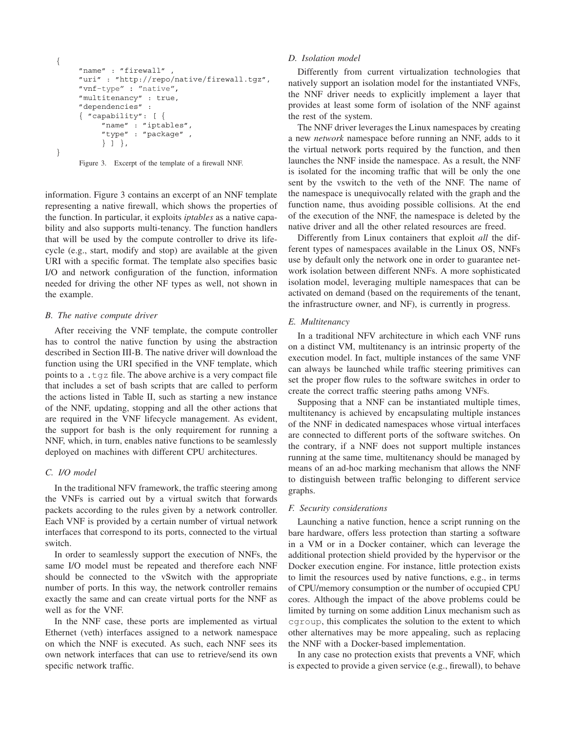```
{
      "name" : "firewall" ,
      "uri" : "http://repo/native/firewall.tgz",
      "vnf-type" : "native",
      "multitenancy" : true,
      "dependencies" :
      { "capability": [ {
           "name" : "iptables",
           "type" : "package" ,
           } ] },
}
```

Figure 3. Excerpt of the template of a firewall NNF.

information. Figure 3 contains an excerpt of an NNF template representing a native firewall, which shows the properties of the function. In particular, it exploits *iptables* as a native capability and also supports multi-tenancy. The function handlers that will be used by the compute controller to drive its lifecycle (e.g., start, modify and stop) are available at the given URI with a specific format. The template also specifies basic I/O and network configuration of the function, information needed for driving the other NF types as well, not shown in the example.

### B. The native compute driver

After receiving the VNF template, the compute controller has to control the native function by using the abstraction described in Section III-B. The native driver will download the function using the URI specified in the VNF template, which points to a `.tgz` file. The above archive is a very compact file that includes a set of bash scripts that are called to perform the actions listed in Table II, such as starting a new instance of the NNF, updating, stopping and all the other actions that are required in the VNF lifecycle management. As evident, the support for bash is the only requirement for running a NNF, which, in turn, enables native functions to be seamlessly deployed on machines with different CPU architectures.

### C. I/O model

In the traditional NFV framework, the traffic steering among the VNFs is carried out by a virtual switch that forwards packets according to the rules given by a network controller. Each VNF is provided by a certain number of virtual network interfaces that correspond to its ports, connected to the virtual switch.

In order to seamlessly support the execution of NNFs, the same I/O model must be repeated and therefore each NNF should be connected to the vSwitch with the appropriate number of ports. In this way, the network controller remains exactly the same and can create virtual ports for the NNF as well as for the VNF.

In the NNF case, these ports are implemented as virtual Ethernet (veth) interfaces assigned to a network namespace on which the NNF is executed. As such, each NNF sees its own network interfaces that can use to retrieve/send its own specific network traffic.

### D. Isolation model

Differently from current virtualization technologies that natively support an isolation model for the instantiated VNFs, the NNF driver needs to explicitly implement a layer that provides at least some form of isolation of the NNF against the rest of the system.

The NNF driver leverages the Linux namespaces by creating a new *network* namespace before running an NNF, adds to it the virtual network ports required by the function, and then launches the NNF inside the namespace. As a result, the NNF is isolated for the incoming traffic that will be only the one sent by the vswitch to the veth of the NNF. The name of the namespace is unequivocally related with the graph and the function name, thus avoiding possible collisions. At the end of the execution of the NNF, the namespace is deleted by the native driver and all the other related resources are freed.

Differently from Linux containers that exploit *all* the different types of namespaces available in the Linux OS, NNFs use by default only the network one in order to guarantee network isolation between different NNFs. A more sophisticated isolation model, leveraging multiple namespaces that can be activated on demand (based on the requirements of the tenant, the infrastructure owner, and NF), is currently in progress.

### E. Multitenancy

In a traditional NFV architecture in which each VNF runs on a distinct VM, multitenancy is an intrinsic property of the execution model. In fact, multiple instances of the same VNF can always be launched while traffic steering primitives can set the proper flow rules to the software switches in order to create the correct traffic steering paths among VNFs.

Supposing that a NNF can be instantiated multiple times, multitenancy is achieved by encapsulating multiple instances of the NNF in dedicated namespaces whose virtual interfaces are connected to different ports of the software switches. On the contrary, if a NNF does not support multiple instances running at the same time, multitenancy should be managed by means of an ad-hoc marking mechanism that allows the NNF to distinguish between traffic belonging to different service graphs.

### F. Security considerations

Launching a native function, hence a script running on the bare hardware, offers less protection than starting a software in a VM or in a Docker container, which can leverage the additional protection shield provided by the hypervisor or the Docker execution engine. For instance, little protection exists to limit the resources used by native functions, e.g., in terms of CPU/memory consumption or the number of occupied CPU cores. Although the impact of the above problems could be limited by turning on some addition Linux mechanism such as `cgroup`, this complicates the solution to the extent to which other alternatives may be more appealing, such as replacing the NNF with a Docker-based implementation.

In any case no protection exists that prevents a VNF, which is expected to provide a given service (e.g., firewall), to behave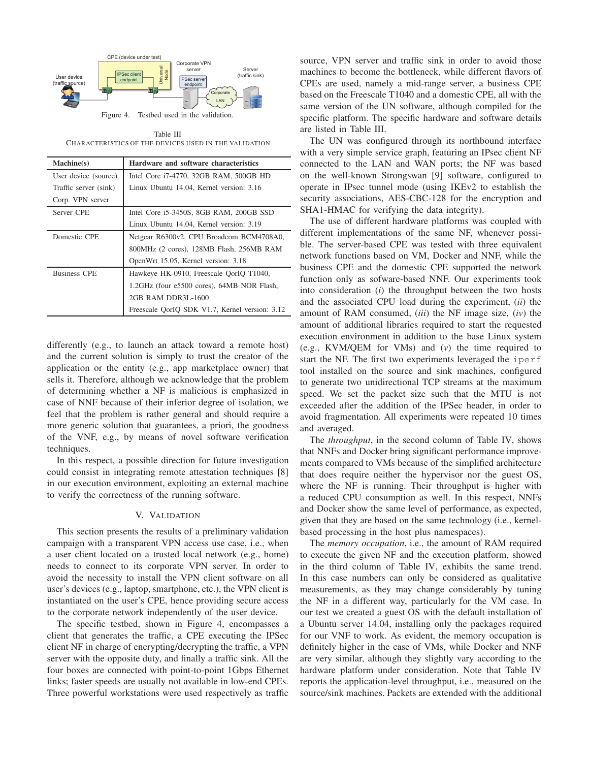Figure 4. Testbed used in the validation.

Table III
CHARACTERISTICS OF THE DEVICES USED IN THE VALIDATION

| Machine(s) | Hardware and software characteristics |
|---|---|
| User device (source) | Intel Core i7-4770, 32GB RAM, 500GB HD |
| Traffic server (sink) | Linux Ubuntu 14.04, Kernel version: 3.16 |
| Corp. VPN server | |
| Server CPE | Intel Core i5-3450S, 8GB RAM, 200GB SSD |
| | Linux Ubuntu 14.04, Kernel version: 3.19 |
| Domestic CPE | Netgear R6300v2, CPU Broadcom BCM4708A0, |
| | 800MHz (2 cores), 128MB Flash, 256MB RAM |
| | OpenWrt 15.05, Kernel version: 3.18 |
| Business CPE | Hawkeye HK-0910, Freescale QorIQ T1040, |
| | 1.2GHz (four e5500 cores), 64MB NOR Flash, |
| | 2GB RAM DDR3L-1600 |
| | Freescale QorIQ SDK V1.7, Kernel version: 3.12 |

differently (e.g., to launch an attack toward a remote host) and the current solution is simply to trust the creator of the application or the entity (e.g., app marketplace owner) that sells it. Therefore, although we acknowledge that the problem of determining whether a NF is malicious is emphasized in case of NNF because of their inferior degree of isolation, we feel that the problem is rather general and should require a more generic solution that guarantees, a priori, the goodness of the VNF, e.g., by means of novel software verification techniques.

In this respect, a possible direction for future investigation could consist in integrating remote attestation techniques [8] in our execution environment, exploiting an external machine to verify the correctness of the running software.

## V. VALIDATION

This section presents the results of a preliminary validation campaign with a transparent VPN access use case, i.e., when a user client located on a trusted local network (e.g., home) needs to connect to its corporate VPN server. In order to avoid the necessity to install the VPN client software on all user's devices (e.g., laptop, smartphone, etc.), the VPN client is instantiated on the user's CPE, hence providing secure access to the corporate network independently of the user device.

The specific testbed, shown in Figure 4, encompasses a client that generates the traffic, a CPE executing the IPSec client NF in charge of encrypting/decrypting the traffic, a VPN server with the opposite duty, and finally a traffic sink. All the four boxes are connected with point-to-point 1Gbps Ethernet links; faster speeds are usually not available in low-end CPEs. Three powerful workstations were used respectively as traffic source, VPN server and traffic sink in order to avoid those machines to become the bottleneck, while different flavors of CPEs are used, namely a mid-range server, a business CPE based on the Freescale T1040 and a domestic CPE, all with the same version of the UN software, although compiled for the specific platform. The specific hardware and software details are listed in Table III.

The UN was configured through its northbound interface with a very simple service graph, featuring an IPsec client NF connected to the LAN and WAN ports; the NF was based on the well-known Strongswan [9] software, configured to operate in IPsec tunnel mode (using IKEv2 to establish the security associations, AES-CBC-128 for the encryption and SHA1-HMAC for verifying the data integrity).

The use of different hardware platforms was coupled with different implementations of the same NF, whenever possible. The server-based CPE was tested with three equivalent network functions based on VM, Docker and NNF, while the business CPE and the domestic CPE supported the network function only as sofware-based NNF. Our experiments took into consideration (*i*) the throughput between the two hosts and the associated CPU load during the experiment, (*ii*) the amount of RAM consumed, (*iii*) the NF image size, (*iv*) the amount of additional libraries required to start the requested execution environment in addition to the base Linux system (e.g., KVM/QEM for VMs) and (*v*) the time required to start the NF. The first two experiments leveraged the `iperf` tool installed on the source and sink machines, configured to generate two unidirectional TCP streams at the maximum speed. We set the packet size such that the MTU is not exceeded after the addition of the IPSec header, in order to avoid fragmentation. All experiments were repeated 10 times and averaged.

The *throughput*, in the second column of Table IV, shows that NNFs and Docker bring significant performance improvements compared to VMs because of the simplified architecture that does require neither the hypervisor nor the guest OS, where the NF is running. Their throughput is higher with a reduced CPU consumption as well. In this respect, NNFs and Docker show the same level of performance, as expected, given that they are based on the same technology (i.e., kernel-based processing in the host plus namespaces).

The *memory occupation*, i.e., the amount of RAM required to execute the given NF and the execution platform, showed in the third column of Table IV, exhibits the same trend. In this case numbers can only be considered as qualitative measurements, as they may change considerably by tuning the NF in a different way, particularly for the VM case. In our test we created a guest OS with the default installation of a Ubuntu server 14.04, installing only the packages required for our VNF to work. As evident, the memory occupation is definitely higher in the case of VMs, while Docker and NNF are very similar, although they slightly vary according to the hardware platform under consideration. Note that Table IV reports the application-level throughput, i.e., measured on the source/sink machines. Packets are extended with the additional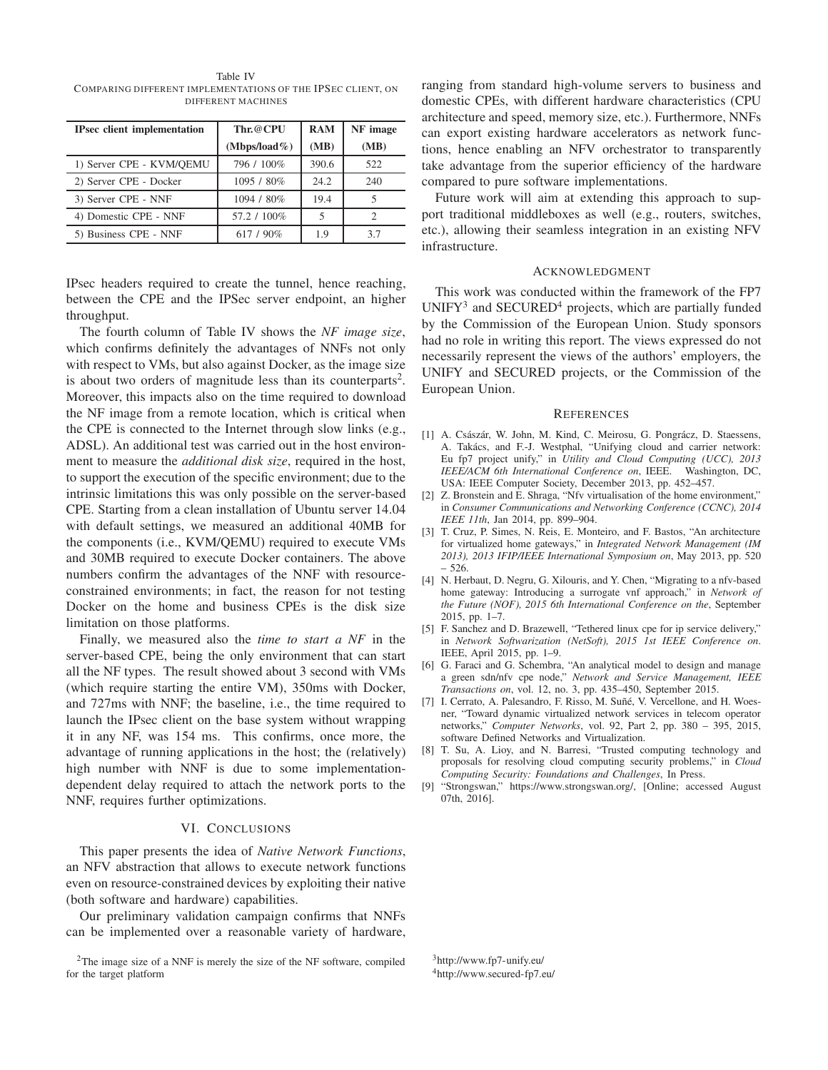Table IV
COMPARING DIFFERENT IMPLEMENTATIONS OF THE IPSEC CLIENT, ON DIFFERENT MACHINES

| IPsec client implementation | Thr.@CPU (Mbps/load%) | RAM (MB) | NF image (MB) |
|---|---|---|---|
| 1) Server CPE - KVM/QEMU | 796 / 100% | 390.6 | 522 |
| 2) Server CPE - Docker | 1095 / 80% | 24.2 | 240 |
| 3) Server CPE - NNF | 1094 / 80% | 19.4 | 5 |
| 4) Domestic CPE - NNF | 57.2 / 100% | 5 | 2 |
| 5) Business CPE - NNF | 617 / 90% | 1.9 | 3.7 |

IPsec headers required to create the tunnel, hence reaching, between the CPE and the IPSec server endpoint, an higher throughput.

The fourth column of Table IV shows the *NF image size*, which confirms definitely the advantages of NNFs not only with respect to VMs, but also against Docker, as the image size is about two orders of magnitude less than its counterparts[2]. Moreover, this impacts also on the time required to download the NF image from a remote location, which is critical when the CPE is connected to the Internet through slow links (e.g., ADSL). An additional test was carried out in the host environment to measure the *additional disk size*, required in the host, to support the execution of the specific environment; due to the intrinsic limitations this was only possible on the server-based CPE. Starting from a clean installation of Ubuntu server 14.04 with default settings, we measured an additional 40MB for the components (i.e., KVM/QEMU) required to execute VMs and 30MB required to execute Docker containers. The above numbers confirm the advantages of the NNF with resource-constrained environments; in fact, the reason for not testing Docker on the home and business CPEs is the disk size limitation on those platforms.

Finally, we measured also the *time to start a NF* in the server-based CPE, being the only environment that can start all the NF types. The result showed about 3 second with VMs (which require starting the entire VM), 350ms with Docker, and 727ms with NNF; the baseline, i.e., the time required to launch the IPsec client on the base system without wrapping it in any NF, was 154 ms. This confirms, once more, the advantage of running applications in the host; the (relatively) high number with NNF is due to some implementation-dependent delay required to attach the network ports to the NNF, requires further optimizations.

## VI. CONCLUSIONS

This paper presents the idea of *Native Network Functions*, an NFV abstraction that allows to execute network functions even on resource-constrained devices by exploiting their native (both software and hardware) capabilities.

Our preliminary validation campaign confirms that NNFs can be implemented over a reasonable variety of hardware, ranging from standard high-volume servers to business and domestic CPEs, with different hardware characteristics (CPU architecture and speed, memory size, etc.). Furthermore, NNFs can export existing hardware accelerators as network functions, hence enabling an NFV orchestrator to transparently take advantage from the superior efficiency of the hardware compared to pure software implementations.

Future work will aim at extending this approach to support traditional middleboxes as well (e.g., routers, switches, etc.), allowing their seamless integration in an existing NFV infrastructure.

## ACKNOWLEDGMENT

This work was conducted within the framework of the FP7 UNIFY[3] and SECURED[4] projects, which are partially funded by the Commission of the European Union. Study sponsors had no role in writing this report. The views expressed do not necessarily represent the views of the authors' employers, the UNIFY and SECURED projects, or the Commission of the European Union.

## REFERENCES

[1] A. Császár, W. John, M. Kind, C. Meirosu, G. Pongrácz, D. Staessens, A. Takács, and F.-J. Westphal, "Unifying cloud and carrier network: Eu fp7 project unify," in *Utility and Cloud Computing (UCC), 2013 IEEE/ACM 6th International Conference on*, IEEE. Washington, DC, USA: IEEE Computer Society, December 2013, pp. 452–457.

[2] Z. Bronstein and E. Shraga, "Nfv virtualisation of the home environment," in *Consumer Communications and Networking Conference (CCNC), 2014 IEEE 11th*, Jan 2014, pp. 899–904.

[3] T. Cruz, P. Simes, N. Reis, E. Monteiro, and F. Bastos, "An architecture for virtualized home gateways," in *Integrated Network Management (IM 2013), 2013 IFIP/IEEE International Symposium on*, May 2013, pp. 520 – 526.

[4] N. Herbaut, D. Negru, G. Xilouris, and Y. Chen, "Migrating to a nfv-based home gateway: Introducing a surrogate vnf approach," in *Network of the Future (NOF), 2015 6th International Conference on the*, September 2015, pp. 1–7.

[5] F. Sanchez and D. Brazewell, "Tethered linux cpe for ip service delivery," in *Network Softwarization (NetSoft), 2015 1st IEEE Conference on*. IEEE, April 2015, pp. 1–9.

[6] G. Faraci and G. Schembra, "An analytical model to design and manage a green sdn/nfv cpe node," *Network and Service Management, IEEE Transactions on*, vol. 12, no. 3, pp. 435–450, September 2015.

[7] I. Cerrato, A. Palesandro, F. Risso, M. Suñé, V. Vercellone, and H. Woesner, "Toward dynamic virtualized network services in telecom operator networks," *Computer Networks*, vol. 92, Part 2, pp. 380 – 395, 2015, software Defined Networks and Virtualization.

[8] T. Su, A. Lioy, and N. Barresi, "Trusted computing technology and proposals for resolving cloud computing security problems," in *Cloud Computing Security: Foundations and Challenges*, In Press.

[9] "Strongswan," https://www.strongswan.org/, [Online; accessed August 07th, 2016].

[2]The image size of a NNF is merely the size of the NF software, compiled for the target platform

[3]http://www.fp7-unify.eu/

[4]http://www.secured-fp7.eu/